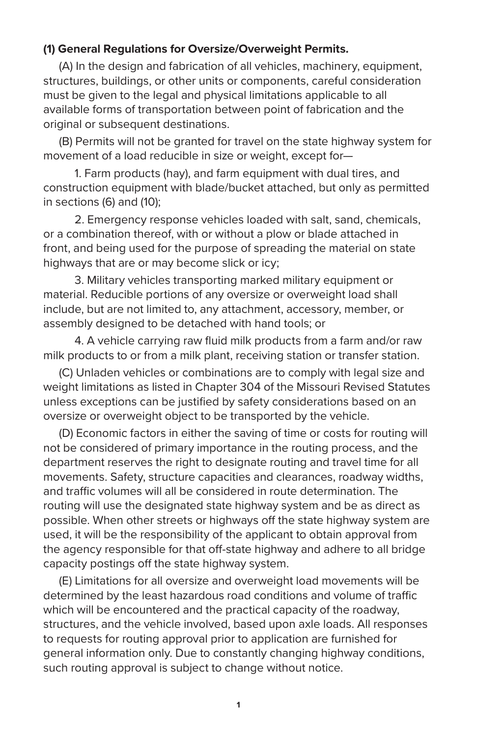**(1) General Regulations for Oversize/Overweight Permits.**

(A) In the design and fabrication of all vehicles, machinery, equipment, structures, buildings, or other units or components, careful consideration must be given to the legal and physical limitations applicable to all available forms of transportation between point of fabrication and the original or subsequent destinations.

(B) Permits will not be granted for travel on the state highway system for movement of a load reducible in size or weight, except for—

1. Farm products (hay), and farm equipment with dual tires, and construction equipment with blade/bucket attached, but only as permitted in sections (6) and (10);

2. Emergency response vehicles loaded with salt, sand, chemicals, or a combination thereof, with or without a plow or blade attached in front, and being used for the purpose of spreading the material on state highways that are or may become slick or icy;

3. Military vehicles transporting marked military equipment or material. Reducible portions of any oversize or overweight load shall include, but are not limited to, any attachment, accessory, member, or assembly designed to be detached with hand tools; or

4. A vehicle carrying raw fluid milk products from a farm and/or raw milk products to or from a milk plant, receiving station or transfer station.

(C) Unladen vehicles or combinations are to comply with legal size and weight limitations as listed in Chapter 304 of the Missouri Revised Statutes unless exceptions can be justified by safety considerations based on an oversize or overweight object to be transported by the vehicle.

(D) Economic factors in either the saving of time or costs for routing will not be considered of primary importance in the routing process, and the department reserves the right to designate routing and travel time for all movements. Safety, structure capacities and clearances, roadway widths, and traffic volumes will all be considered in route determination. The routing will use the designated state highway system and be as direct as possible. When other streets or highways off the state highway system are used, it will be the responsibility of the applicant to obtain approval from the agency responsible for that off-state highway and adhere to all bridge capacity postings off the state highway system.

(E) Limitations for all oversize and overweight load movements will be determined by the least hazardous road conditions and volume of traffic which will be encountered and the practical capacity of the roadway, structures, and the vehicle involved, based upon axle loads. All responses to requests for routing approval prior to application are furnished for general information only. Due to constantly changing highway conditions, such routing approval is subject to change without notice.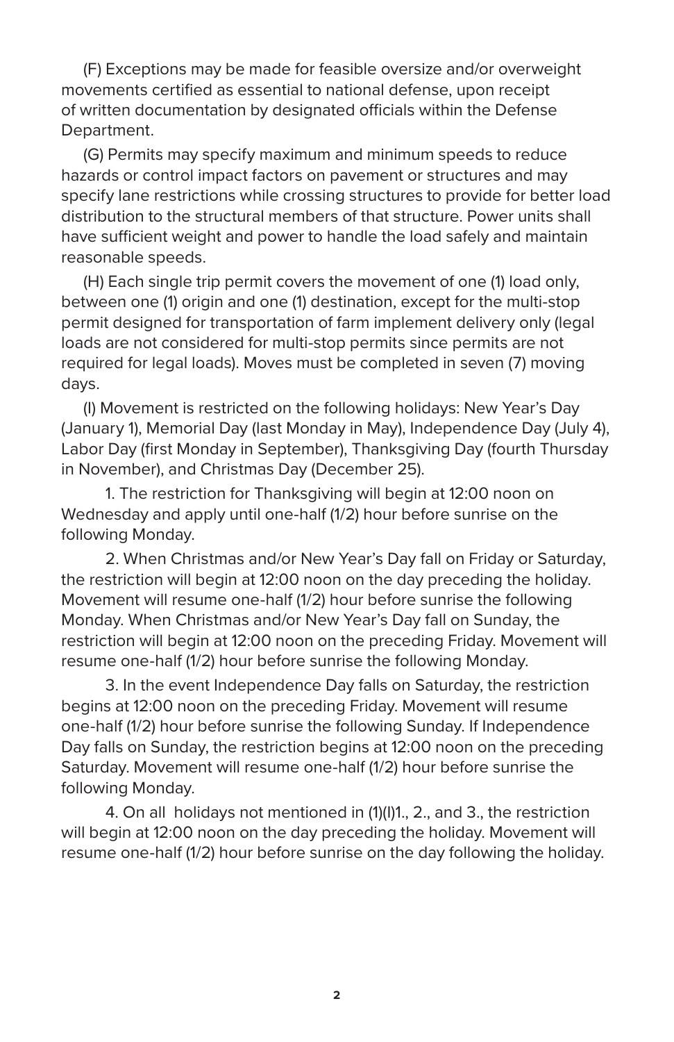(F) Exceptions may be made for feasible oversize and/or overweight movements certified as essential to national defense, upon receipt of written documentation by designated officials within the Defense Department.

(G) Permits may specify maximum and minimum speeds to reduce hazards or control impact factors on pavement or structures and may specify lane restrictions while crossing structures to provide for better load distribution to the structural members of that structure. Power units shall have sufficient weight and power to handle the load safely and maintain reasonable speeds.

(H) Each single trip permit covers the movement of one (1) load only, between one (1) origin and one (1) destination, except for the multi-stop permit designed for transportation of farm implement delivery only (legal loads are not considered for multi-stop permits since permits are not required for legal loads). Moves must be completed in seven (7) moving days.

(I) Movement is restricted on the following holidays: New Year's Day (January 1), Memorial Day (last Monday in May), Independence Day (July 4), Labor Day (first Monday in September), Thanksgiving Day (fourth Thursday in November), and Christmas Day (December 25).

1. The restriction for Thanksgiving will begin at 12:00 noon on Wednesday and apply until one-half (1/2) hour before sunrise on the following Monday.

2. When Christmas and/or New Year's Day fall on Friday or Saturday, the restriction will begin at 12:00 noon on the day preceding the holiday. Movement will resume one-half (1/2) hour before sunrise the following Monday. When Christmas and/or New Year's Day fall on Sunday, the restriction will begin at 12:00 noon on the preceding Friday. Movement will resume one-half (1/2) hour before sunrise the following Monday.

3. In the event Independence Day falls on Saturday, the restriction begins at 12:00 noon on the preceding Friday. Movement will resume one-half (1/2) hour before sunrise the following Sunday. If Independence Day falls on Sunday, the restriction begins at 12:00 noon on the preceding Saturday. Movement will resume one-half (1/2) hour before sunrise the following Monday.

4. On all holidays not mentioned in (1)(I)1., 2., and 3., the restriction will begin at 12:00 noon on the day preceding the holiday. Movement will resume one-half (1/2) hour before sunrise on the day following the holiday.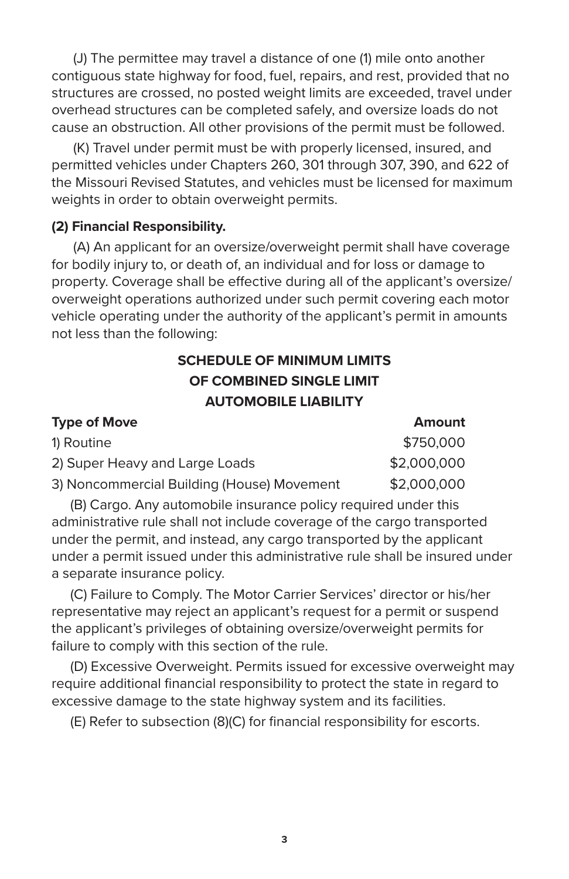(J) The permittee may travel a distance of one (1) mile onto another contiguous state highway for food, fuel, repairs, and rest, provided that no structures are crossed, no posted weight limits are exceeded, travel under overhead structures can be completed safely, and oversize loads do not cause an obstruction. All other provisions of the permit must be followed.

(K) Travel under permit must be with properly licensed, insured, and permitted vehicles under Chapters 260, 301 through 307, 390, and 622 of the Missouri Revised Statutes, and vehicles must be licensed for maximum weights in order to obtain overweight permits.

**(2) Financial Responsibility.**

(A) An applicant for an oversize/overweight permit shall have coverage for bodily injury to, or death of, an individual and for loss or damage to property. Coverage shall be effective during all of the applicant's oversize/overweight operations authorized under such permit covering each motor vehicle operating under the authority of the applicant's permit in amounts not less than the following:

**SCHEDULE OF MINIMUM LIMITS OF COMBINED SINGLE LIMIT AUTOMOBILE LIABILITY**

| Type of Move | Amount |
|---|---|
| 1) Routine | $750,000 |
| 2) Super Heavy and Large Loads | $2,000,000 |
| 3) Noncommercial Building (House) Movement | $2,000,000 |

(B) Cargo. Any automobile insurance policy required under this administrative rule shall not include coverage of the cargo transported under the permit, and instead, any cargo transported by the applicant under a permit issued under this administrative rule shall be insured under a separate insurance policy.

(C) Failure to Comply. The Motor Carrier Services' director or his/her representative may reject an applicant's request for a permit or suspend the applicant's privileges of obtaining oversize/overweight permits for failure to comply with this section of the rule.

(D) Excessive Overweight. Permits issued for excessive overweight may require additional financial responsibility to protect the state in regard to excessive damage to the state highway system and its facilities.

(E) Refer to subsection (8)(C) for financial responsibility for escorts.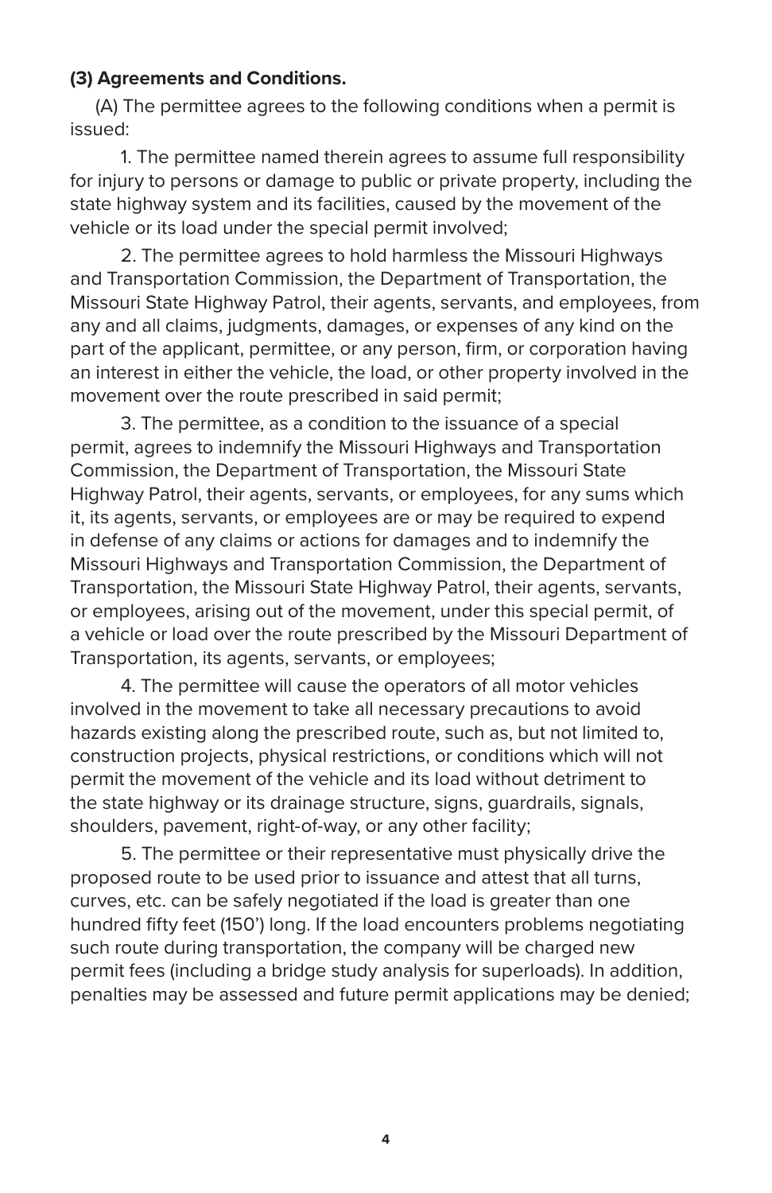**(3) Agreements and Conditions.**

(A) The permittee agrees to the following conditions when a permit is issued:

1. The permittee named therein agrees to assume full responsibility for injury to persons or damage to public or private property, including the state highway system and its facilities, caused by the movement of the vehicle or its load under the special permit involved;

2. The permittee agrees to hold harmless the Missouri Highways and Transportation Commission, the Department of Transportation, the Missouri State Highway Patrol, their agents, servants, and employees, from any and all claims, judgments, damages, or expenses of any kind on the part of the applicant, permittee, or any person, firm, or corporation having an interest in either the vehicle, the load, or other property involved in the movement over the route prescribed in said permit;

3. The permittee, as a condition to the issuance of a special permit, agrees to indemnify the Missouri Highways and Transportation Commission, the Department of Transportation, the Missouri State Highway Patrol, their agents, servants, or employees, for any sums which it, its agents, servants, or employees are or may be required to expend in defense of any claims or actions for damages and to indemnify the Missouri Highways and Transportation Commission, the Department of Transportation, the Missouri State Highway Patrol, their agents, servants, or employees, arising out of the movement, under this special permit, of a vehicle or load over the route prescribed by the Missouri Department of Transportation, its agents, servants, or employees;

4. The permittee will cause the operators of all motor vehicles involved in the movement to take all necessary precautions to avoid hazards existing along the prescribed route, such as, but not limited to, construction projects, physical restrictions, or conditions which will not permit the movement of the vehicle and its load without detriment to the state highway or its drainage structure, signs, guardrails, signals, shoulders, pavement, right-of-way, or any other facility;

5. The permittee or their representative must physically drive the proposed route to be used prior to issuance and attest that all turns, curves, etc. can be safely negotiated if the load is greater than one hundred fifty feet (150') long. If the load encounters problems negotiating such route during transportation, the company will be charged new permit fees (including a bridge study analysis for superloads). In addition, penalties may be assessed and future permit applications may be denied;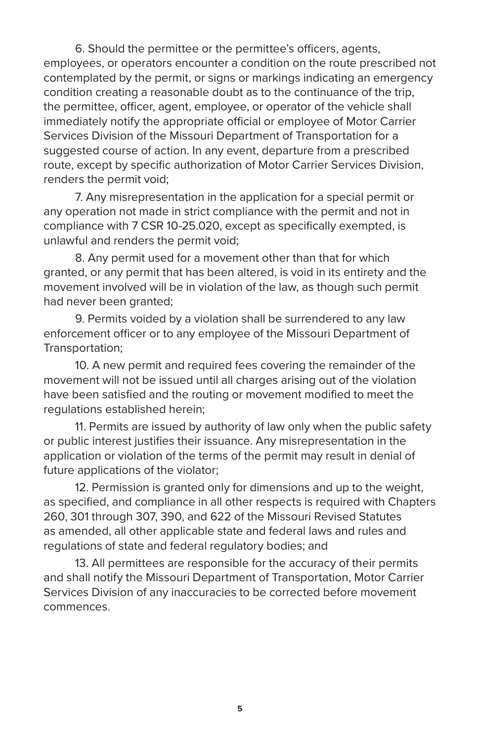6. Should the permittee or the permittee's officers, agents, employees, or operators encounter a condition on the route prescribed not contemplated by the permit, or signs or markings indicating an emergency condition creating a reasonable doubt as to the continuance of the trip, the permittee, officer, agent, employee, or operator of the vehicle shall immediately notify the appropriate official or employee of Motor Carrier Services Division of the Missouri Department of Transportation for a suggested course of action. In any event, departure from a prescribed route, except by specific authorization of Motor Carrier Services Division, renders the permit void;

7. Any misrepresentation in the application for a special permit or any operation not made in strict compliance with the permit and not in compliance with 7 CSR 10-25.020, except as specifically exempted, is unlawful and renders the permit void;

8. Any permit used for a movement other than that for which granted, or any permit that has been altered, is void in its entirety and the movement involved will be in violation of the law, as though such permit had never been granted;

9. Permits voided by a violation shall be surrendered to any law enforcement officer or to any employee of the Missouri Department of Transportation;

10. A new permit and required fees covering the remainder of the movement will not be issued until all charges arising out of the violation have been satisfied and the routing or movement modified to meet the regulations established herein;

11. Permits are issued by authority of law only when the public safety or public interest justifies their issuance. Any misrepresentation in the application or violation of the terms of the permit may result in denial of future applications of the violator;

12. Permission is granted only for dimensions and up to the weight, as specified, and compliance in all other respects is required with Chapters 260, 301 through 307, 390, and 622 of the Missouri Revised Statutes as amended, all other applicable state and federal laws and rules and regulations of state and federal regulatory bodies; and

13. All permittees are responsible for the accuracy of their permits and shall notify the Missouri Department of Transportation, Motor Carrier Services Division of any inaccuracies to be corrected before movement commences.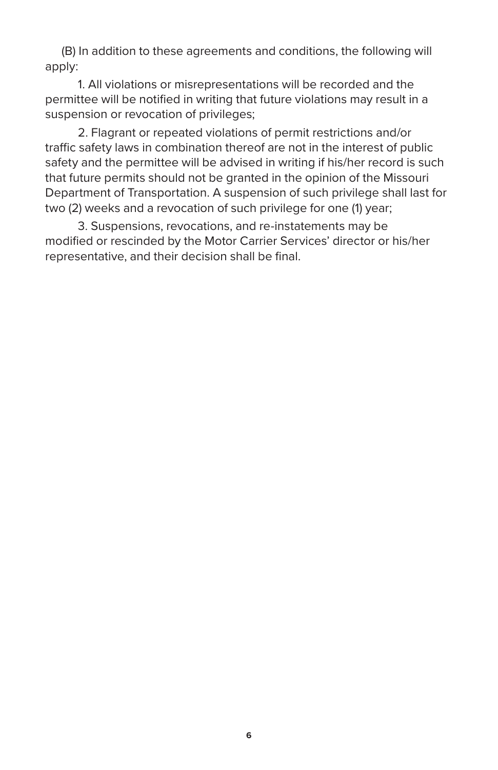(B) In addition to these agreements and conditions, the following will apply:

1. All violations or misrepresentations will be recorded and the permittee will be notified in writing that future violations may result in a suspension or revocation of privileges;

2. Flagrant or repeated violations of permit restrictions and/or traffic safety laws in combination thereof are not in the interest of public safety and the permittee will be advised in writing if his/her record is such that future permits should not be granted in the opinion of the Missouri Department of Transportation. A suspension of such privilege shall last for two (2) weeks and a revocation of such privilege for one (1) year;

3. Suspensions, revocations, and re-instatements may be modified or rescinded by the Motor Carrier Services' director or his/her representative, and their decision shall be final.